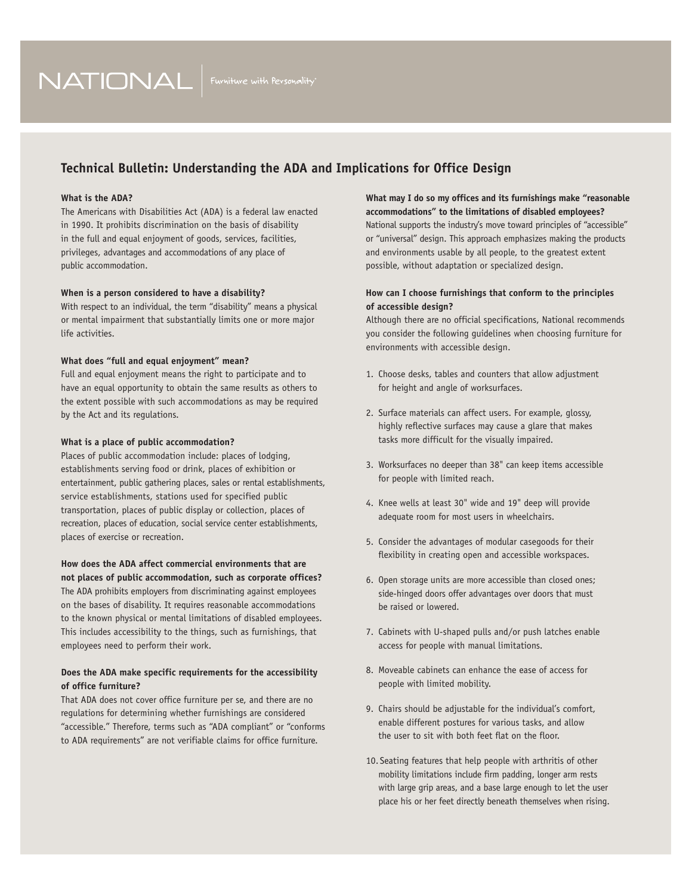NATIONAL | Furniture with Personality

# Technical Bulletin: Understanding the ADA and Implications for Office Design

**What is the ADA?**

The Americans with Disabilities Act (ADA) is a federal law enacted in 1990. It prohibits discrimination on the basis of disability in the full and equal enjoyment of goods, services, facilities, privileges, advantages and accommodations of any place of public accommodation.

**When is a person considered to have a disability?**

With respect to an individual, the term "disability" means a physical or mental impairment that substantially limits one or more major life activities.

**What does "full and equal enjoyment" mean?**

Full and equal enjoyment means the right to participate and to have an equal opportunity to obtain the same results as others to the extent possible with such accommodations as may be required by the Act and its regulations.

**What is a place of public accommodation?**

Places of public accommodation include: places of lodging, establishments serving food or drink, places of exhibition or entertainment, public gathering places, sales or rental establishments, service establishments, stations used for specified public transportation, places of public display or collection, places of recreation, places of education, social service center establishments, places of exercise or recreation.

**How does the ADA affect commercial environments that are not places of public accommodation, such as corporate offices?**

The ADA prohibits employers from discriminating against employees on the bases of disability. It requires reasonable accommodations to the known physical or mental limitations of disabled employees. This includes accessibility to the things, such as furnishings, that employees need to perform their work.

**Does the ADA make specific requirements for the accessibility of office furniture?**

That ADA does not cover office furniture per se, and there are no regulations for determining whether furnishings are considered "accessible." Therefore, terms such as "ADA compliant" or "conforms to ADA requirements" are not verifiable claims for office furniture.

**What may I do so my offices and its furnishings make "reasonable accommodations" to the limitations of disabled employees?**

National supports the industry's move toward principles of "accessible" or "universal" design. This approach emphasizes making the products and environments usable by all people, to the greatest extent possible, without adaptation or specialized design.

**How can I choose furnishings that conform to the principles of accessible design?**

Although there are no official specifications, National recommends you consider the following guidelines when choosing furniture for environments with accessible design.

1. Choose desks, tables and counters that allow adjustment for height and angle of worksurfaces.
2. Surface materials can affect users. For example, glossy, highly reflective surfaces may cause a glare that makes tasks more difficult for the visually impaired.
3. Worksurfaces no deeper than 38" can keep items accessible for people with limited reach.
4. Knee wells at least 30" wide and 19" deep will provide adequate room for most users in wheelchairs.
5. Consider the advantages of modular casegoods for their flexibility in creating open and accessible workspaces.
6. Open storage units are more accessible than closed ones; side-hinged doors offer advantages over doors that must be raised or lowered.
7. Cabinets with U-shaped pulls and/or push latches enable access for people with manual limitations.
8. Moveable cabinets can enhance the ease of access for people with limited mobility.
9. Chairs should be adjustable for the individual's comfort, enable different postures for various tasks, and allow the user to sit with both feet flat on the floor.
10. Seating features that help people with arthritis of other mobility limitations include firm padding, longer arm rests with large grip areas, and a base large enough to let the user place his or her feet directly beneath themselves when rising.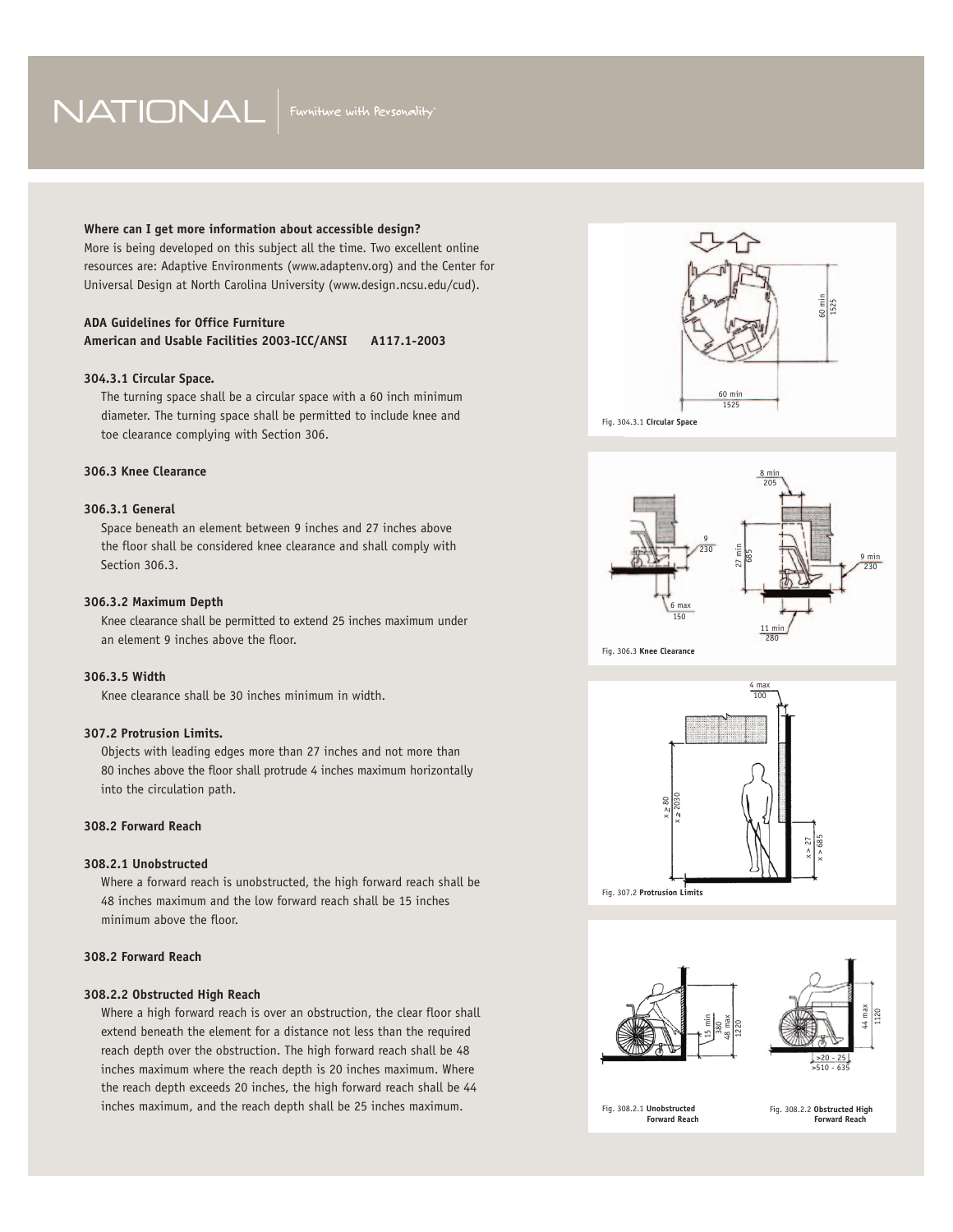## Where can I get more information about accessible design?

More is being developed on this subject all the time. Two excellent online resources are: Adaptive Environments (www.adaptenv.org) and the Center for Universal Design at North Carolina University (www.design.ncsu.edu/cud).

## ADA Guidelines for Office Furniture

**American and Usable Facilities 2003-ICC/ANSI A117.1-2003**

### 304.3.1 Circular Space.

The turning space shall be a circular space with a 60 inch minimum diameter. The turning space shall be permitted to include knee and toe clearance complying with Section 306.

### 306.3 Knee Clearance

### 306.3.1 General

Space beneath an element between 9 inches and 27 inches above the floor shall be considered knee clearance and shall comply with Section 306.3.

### 306.3.2 Maximum Depth

Knee clearance shall be permitted to extend 25 inches maximum under an element 9 inches above the floor.

### 306.3.5 Width

Knee clearance shall be 30 inches minimum in width.

### 307.2 Protrusion Limits.

Objects with leading edges more than 27 inches and not more than 80 inches above the floor shall protrude 4 inches maximum horizontally into the circulation path.

### 308.2 Forward Reach

### 308.2.1 Unobstructed

Where a forward reach is unobstructed, the high forward reach shall be 48 inches maximum and the low forward reach shall be 15 inches minimum above the floor.

### 308.2 Forward Reach

### 308.2.2 Obstructed High Reach

Where a high forward reach is over an obstruction, the clear floor shall extend beneath the element for a distance not less than the required reach depth over the obstruction. The high forward reach shall be 48 inches maximum where the reach depth is 20 inches maximum. Where the reach depth exceeds 20 inches, the high forward reach shall be 44 inches maximum, and the reach depth shall be 25 inches maximum.

60 min
1525

60 min
1525

Fig. 304.3.1 **Circular Space**

8 min
205

9
230

27 min
685

9 min
230

6 max
150

11 min
280

Fig. 306.3 **Knee Clearance**

4 max
100

x ≥ 80
x ≥ 2030

x > 27
x > 685

Fig. 307.2 **Protrusion Limits**

15 min
380

48 max
1220

44 max
1120

>20 - 25
>510 - 635

Fig. 308.2.1 **Unobstructed Forward Reach**

Fig. 308.2.2 **Obstructed High Forward Reach**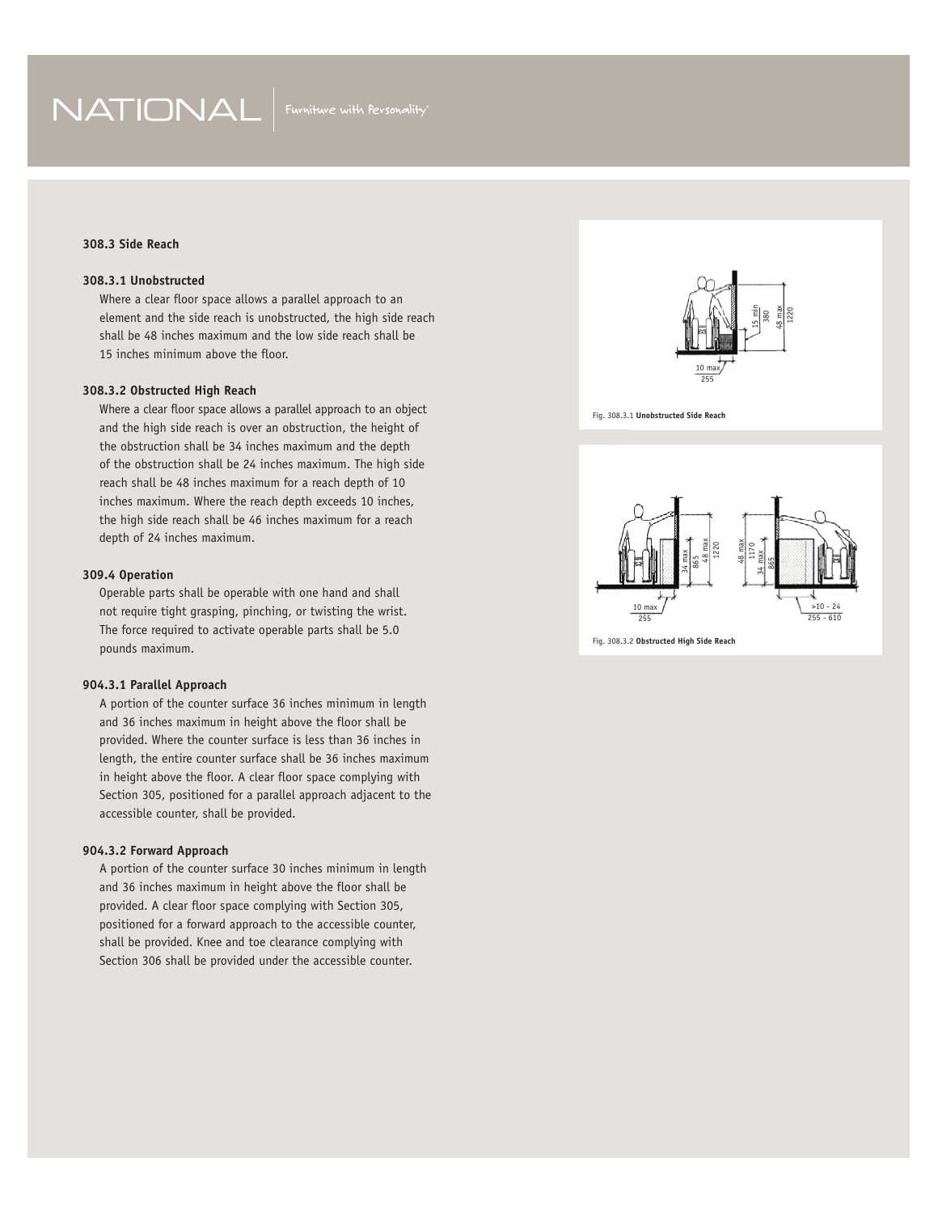### 308.3 Side Reach

#### 308.3.1 Unobstructed

Where a clear floor space allows a parallel approach to an element and the side reach is unobstructed, the high side reach shall be 48 inches maximum and the low side reach shall be 15 inches minimum above the floor.

#### 308.3.2 Obstructed High Reach

Where a clear floor space allows a parallel approach to an object and the high side reach is over an obstruction, the height of the obstruction shall be 34 inches maximum and the depth of the obstruction shall be 24 inches maximum. The high side reach shall be 48 inches maximum for a reach depth of 10 inches maximum. Where the reach depth exceeds 10 inches, the high side reach shall be 46 inches maximum for a reach depth of 24 inches maximum.

#### 309.4 Operation

Operable parts shall be operable with one hand and shall not require tight grasping, pinching, or twisting the wrist. The force required to activate operable parts shall be 5.0 pounds maximum.

#### 904.3.1 Parallel Approach

A portion of the counter surface 36 inches minimum in length and 36 inches maximum in height above the floor shall be provided. Where the counter surface is less than 36 inches in length, the entire counter surface shall be 36 inches maximum in height above the floor. A clear floor space complying with Section 305, positioned for a parallel approach adjacent to the accessible counter, shall be provided.

#### 904.3.2 Forward Approach

A portion of the counter surface 30 inches minimum in length and 36 inches maximum in height above the floor shall be provided. A clear floor space complying with Section 305, positioned for a forward approach to the accessible counter, shall be provided. Knee and toe clearance complying with Section 306 shall be provided under the accessible counter.

Fig. 308.3.1 **Unobstructed Side Reach**

Fig. 308.3.2 **Obstructed High Side Reach**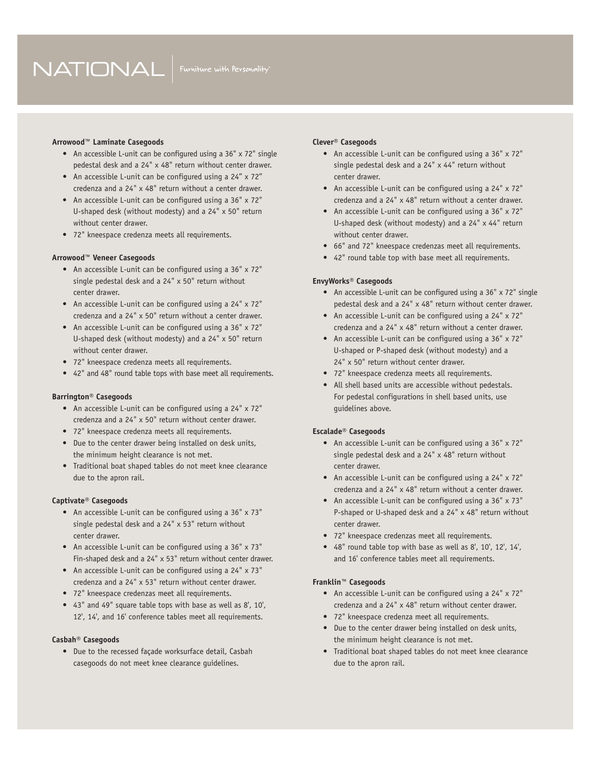NATIONAL | Furniture with Personality®

**Arrowood™ Laminate Casegoods**

- An accessible L-unit can be configured using a 36" x 72" single pedestal desk and a 24" x 48" return without center drawer.
- An accessible L-unit can be configured using a 24″ x 72″ credenza and a 24" x 48" return without a center drawer.
- An accessible L-unit can be configured using a 36" x 72" U-shaped desk (without modesty) and a 24" x 50" return without center drawer.
- 72" kneespace credenza meets all requirements.

**Arrowood™ Veneer Casegoods**

- An accessible L-unit can be configured using a 36" x 72" single pedestal desk and a 24" x 50" return without center drawer.
- An accessible L-unit can be configured using a 24" x 72" credenza and a 24" x 50" return without a center drawer.
- An accessible L-unit can be configured using a 36" x 72" U-shaped desk (without modesty) and a 24" x 50" return without center drawer.
- 72" kneespace credenza meets all requirements.
- 42" and 48" round table tops with base meet all requirements.

**Barrington® Casegoods**

- An accessible L-unit can be configured using a 24" x 72" credenza and a 24" x 50" return without center drawer.
- 72" kneespace credenza meets all requirements.
- Due to the center drawer being installed on desk units, the minimum height clearance is not met.
- Traditional boat shaped tables do not meet knee clearance due to the apron rail.

**Captivate® Casegoods**

- An accessible L-unit can be configured using a 36" x 73" single pedestal desk and a 24" x 53" return without center drawer.
- An accessible L-unit can be configured using a 36" x 73" Fin-shaped desk and a 24" x 53" return without center drawer.
- An accessible L-unit can be configured using a 24" x 73" credenza and a 24" x 53" return without center drawer.
- 72" kneespace credenzas meet all requirements.
- 43" and 49" square table tops with base as well as 8', 10', 12', 14', and 16' conference tables meet all requirements.

**Casbah® Casegoods**

- Due to the recessed façade worksurface detail, Casbah casegoods do not meet knee clearance guidelines.

**Clever® Casegoods**

- An accessible L-unit can be configured using a 36" x 72" single pedestal desk and a 24" x 44" return without center drawer.
- An accessible L-unit can be configured using a 24" x 72" credenza and a 24" x 48" return without a center drawer.
- An accessible L-unit can be configured using a 36" x 72" U-shaped desk (without modesty) and a 24" x 44" return without center drawer.
- 66" and 72" kneespace credenzas meet all requirements.
- 42" round table top with base meet all requirements.

**EnvyWorks® Casegoods**

- An accessible L-unit can be configured using a 36" x 72" single pedestal desk and a 24" x 48" return without center drawer.
- An accessible L-unit can be configured using a 24" x 72" credenza and a 24" x 48" return without a center drawer.
- An accessible L-unit can be configured using a 36" x 72" U-shaped or P-shaped desk (without modesty) and a 24" x 50" return without center drawer.
- 72" kneespace credenza meets all requirements.
- All shell based units are accessible without pedestals. For pedestal configurations in shell based units, use guidelines above.

**Escalade® Casegoods**

- An accessible L-unit can be configured using a 36" x 72" single pedestal desk and a 24" x 48" return without center drawer.
- An accessible L-unit can be configured using a 24" x 72" credenza and a 24" x 48" return without a center drawer.
- An accessible L-unit can be configured using a 36" x 73" P-shaped or U-shaped desk and a 24" x 48" return without center drawer.
- 72" kneespace credenzas meet all requirements.
- 48" round table top with base as well as 8', 10', 12', 14', and 16' conference tables meet all requirements.

**Franklin™ Casegoods**

- An accessible L-unit can be configured using a 24" x 72" credenza and a 24" x 48" return without center drawer.
- 72" kneespace credenza meet all requirements.
- Due to the center drawer being installed on desk units, the minimum height clearance is not met.
- Traditional boat shaped tables do not meet knee clearance due to the apron rail.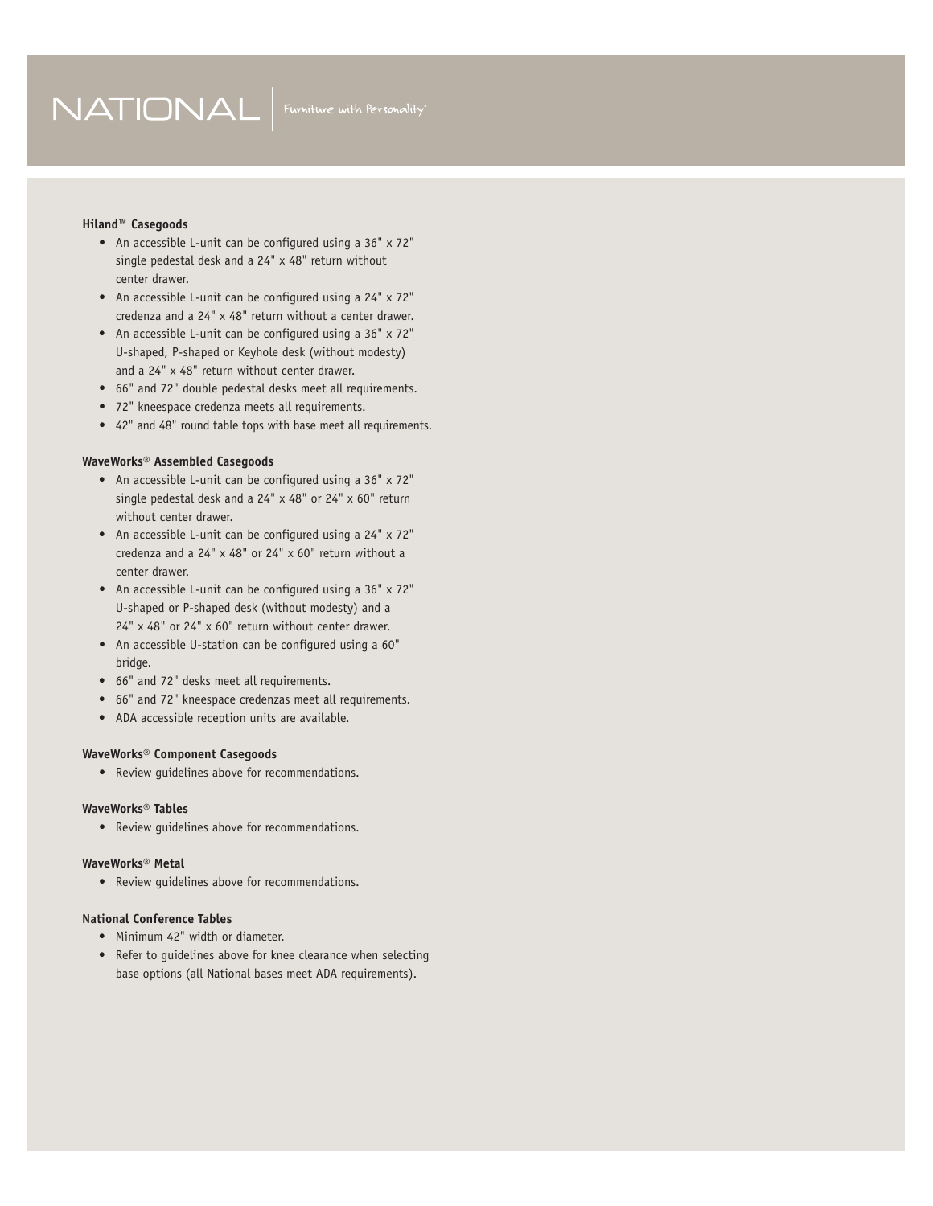**Hiland™ Casegoods**

- An accessible L-unit can be configured using a 36" x 72" single pedestal desk and a 24" x 48" return without center drawer.
- An accessible L-unit can be configured using a 24" x 72" credenza and a 24" x 48" return without a center drawer.
- An accessible L-unit can be configured using a 36" x 72" U-shaped, P-shaped or Keyhole desk (without modesty) and a 24" x 48" return without center drawer.
- 66" and 72" double pedestal desks meet all requirements.
- 72" kneespace credenza meets all requirements.
- 42" and 48" round table tops with base meet all requirements.

**WaveWorks® Assembled Casegoods**

- An accessible L-unit can be configured using a 36" x 72" single pedestal desk and a 24" x 48" or 24" x 60" return without center drawer.
- An accessible L-unit can be configured using a 24" x 72" credenza and a 24" x 48" or 24" x 60" return without a center drawer.
- An accessible L-unit can be configured using a 36" x 72" U-shaped or P-shaped desk (without modesty) and a 24" x 48" or 24" x 60" return without center drawer.
- An accessible U-station can be configured using a 60" bridge.
- 66" and 72" desks meet all requirements.
- 66" and 72" kneespace credenzas meet all requirements.
- ADA accessible reception units are available.

**WaveWorks® Component Casegoods**

- Review guidelines above for recommendations.

**WaveWorks® Tables**

- Review guidelines above for recommendations.

**WaveWorks® Metal**

- Review guidelines above for recommendations.

**National Conference Tables**

- Minimum 42" width or diameter.
- Refer to guidelines above for knee clearance when selecting base options (all National bases meet ADA requirements).